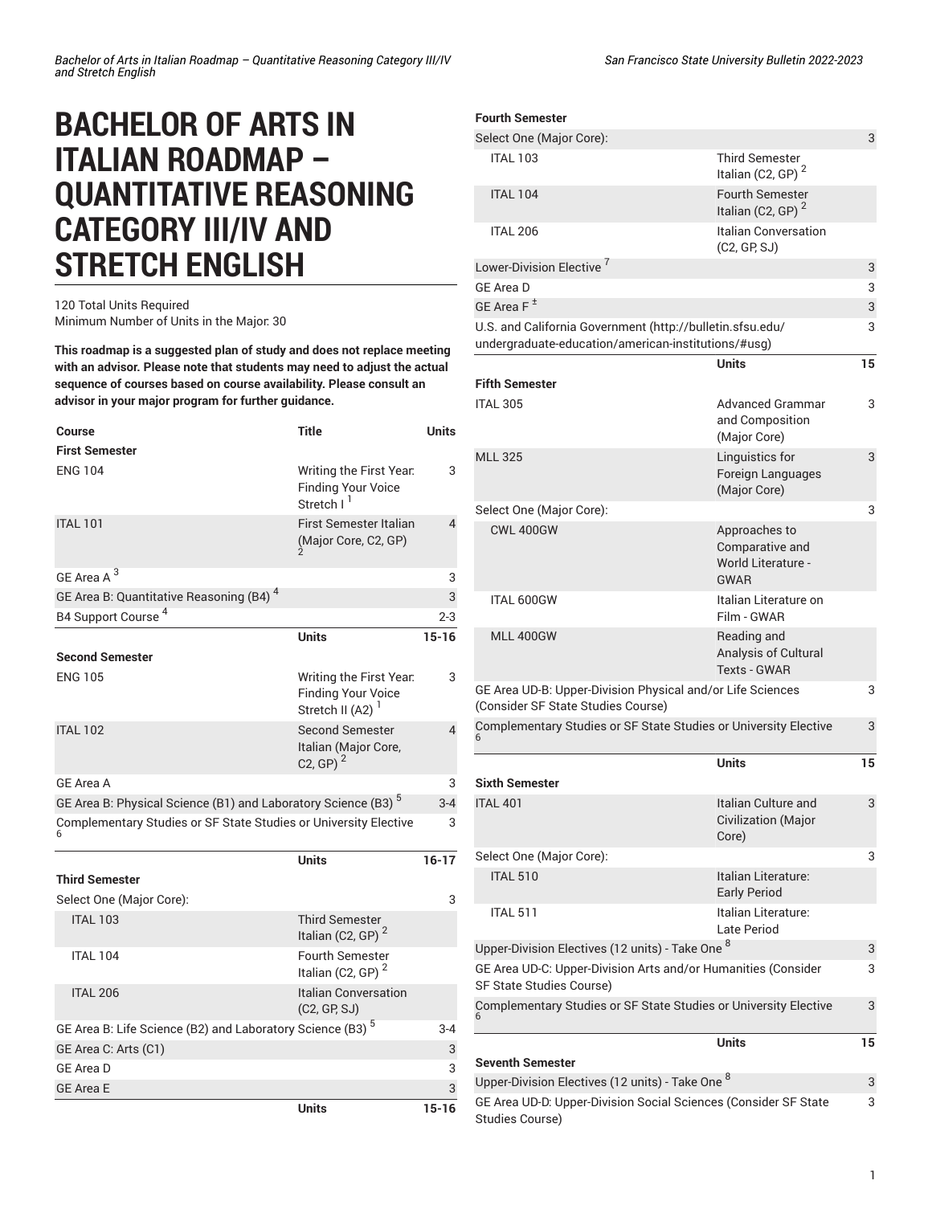# BACHELOR OF ARTS IN ITALIAN ROADMAP – QUANTITATIVE REASONING CATEGORY III/IV AND STRETCH ENGLISH

120 Total Units Required
Minimum Number of Units in the Major: 30

**This roadmap is a suggested plan of study and does not replace meeting with an advisor. Please note that students may need to adjust the actual sequence of courses based on course availability. Please consult an advisor in your major program for further guidance.**

| Course | Title | Units |
| --- | --- | --- |
| **First Semester** | | |
| ENG 104 | Writing the First Year: Finding Your Voice Stretch I [1] | 3 |
| ITAL 101 | First Semester Italian (Major Core, C2, GP) [2] | 4 |
| GE Area A [3] | | 3 |
| GE Area B: Quantitative Reasoning (B4) [4] | | 3 |
| B4 Support Course [4] | | 2-3 |
| | Units | 15-16 |
| **Second Semester** | | |
| ENG 105 | Writing the First Year: Finding Your Voice Stretch II (A2) [1] | 3 |
| ITAL 102 | Second Semester Italian (Major Core, C2, GP) [2] | 4 |
| GE Area A | | 3 |
| GE Area B: Physical Science (B1) and Laboratory Science (B3) [5] | | 3-4 |
| Complementary Studies or SF State Studies or University Elective [6] | | 3 |
| | Units | 16-17 |
| **Third Semester** | | |
| Select One (Major Core): | | 3 |
| ITAL 103 | Third Semester Italian (C2, GP) [2] | |
| ITAL 104 | Fourth Semester Italian (C2, GP) [2] | |
| ITAL 206 | Italian Conversation (C2, GP, SJ) | |
| GE Area B: Life Science (B2) and Laboratory Science (B3) [5] | | 3-4 |
| GE Area C: Arts (C1) | | 3 |
| GE Area D | | 3 |
| GE Area E | | 3 |
| | Units | 15-16 |
| **Fourth Semester** | | |
| Select One (Major Core): | | 3 |
| ITAL 103 | Third Semester Italian (C2, GP) [2] | |
| ITAL 104 | Fourth Semester Italian (C2, GP) [2] | |
| ITAL 206 | Italian Conversation (C2, GP, SJ) | |
| Lower-Division Elective [7] | | 3 |
| GE Area D | | 3 |
| GE Area F [±] | | 3 |
| U.S. and California Government (http://bulletin.sfsu.edu/undergraduate-education/american-institutions/#usg) | | 3 |
| | Units | 15 |
| **Fifth Semester** | | |
| ITAL 305 | Advanced Grammar and Composition (Major Core) | 3 |
| MLL 325 | Linguistics for Foreign Languages (Major Core) | 3 |
| Select One (Major Core): | | 3 |
| CWL 400GW | Approaches to Comparative and World Literature - GWAR | |
| ITAL 600GW | Italian Literature on Film - GWAR | |
| MLL 400GW | Reading and Analysis of Cultural Texts - GWAR | |
| GE Area UD-B: Upper-Division Physical and/or Life Sciences (Consider SF State Studies Course) | | 3 |
| Complementary Studies or SF State Studies or University Elective [6] | | 3 |
| | Units | 15 |
| **Sixth Semester** | | |
| ITAL 401 | Italian Culture and Civilization (Major Core) | 3 |
| Select One (Major Core): | | 3 |
| ITAL 510 | Italian Literature: Early Period | |
| ITAL 511 | Italian Literature: Late Period | |
| Upper-Division Electives (12 units) - Take One [8] | | 3 |
| GE Area UD-C: Upper-Division Arts and/or Humanities (Consider SF State Studies Course) | | 3 |
| Complementary Studies or SF State Studies or University Elective [6] | | 3 |
| | Units | 15 |
| **Seventh Semester** | | |
| Upper-Division Electives (12 units) - Take One [8] | | 3 |
| GE Area UD-D: Upper-Division Social Sciences (Consider SF State Studies Course) | | 3 |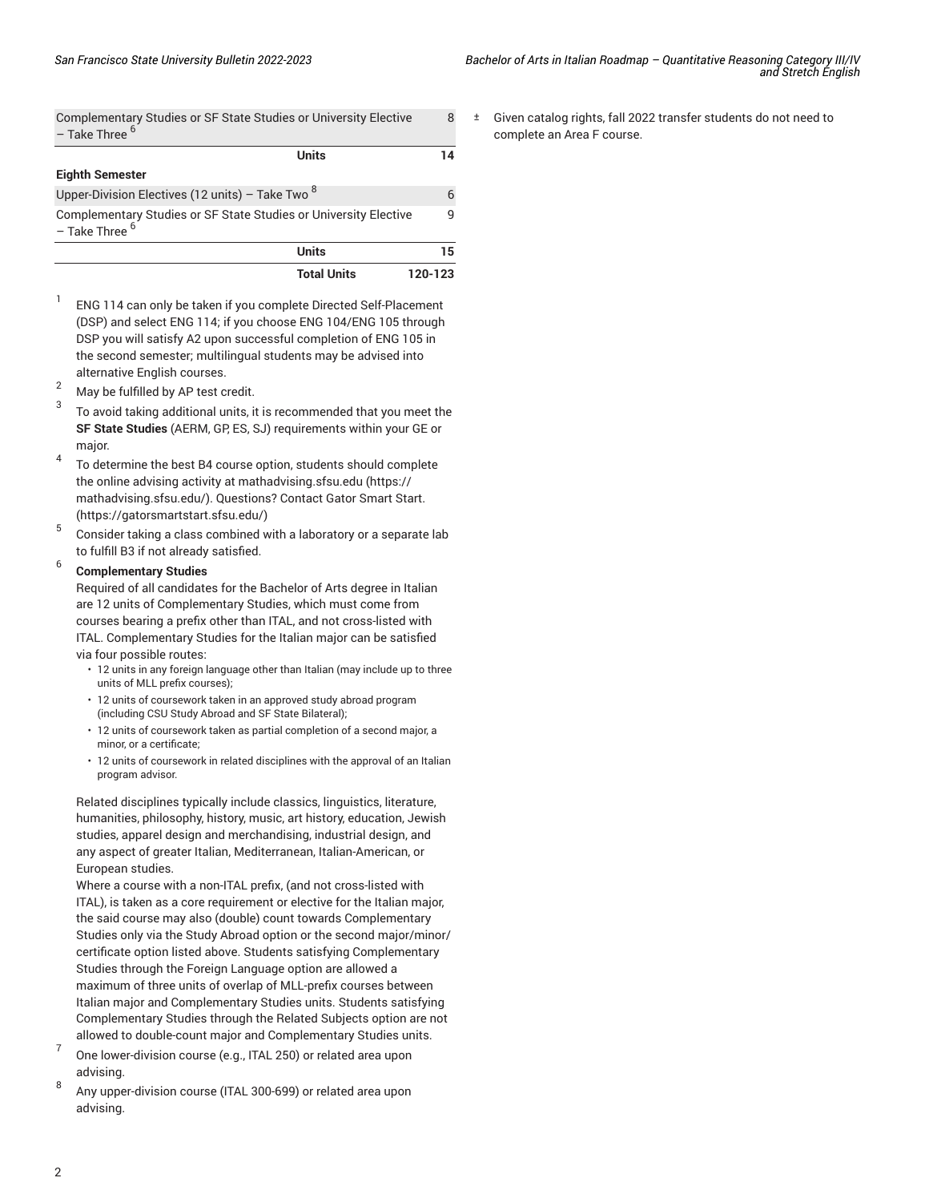| | |
|---|---|
| Complementary Studies or SF State Studies or University Elective – Take Three [6] | 8 |
| **Units** | **14** |
| **Eighth Semester** | |
| Upper-Division Electives (12 units) – Take Two [8] | 6 |
| Complementary Studies or SF State Studies or University Elective – Take Three [6] | 9 |
| **Units** | **15** |
| **Total Units** | **120-123** |

1. ENG 114 can only be taken if you complete Directed Self-Placement (DSP) and select ENG 114; if you choose ENG 104/ENG 105 through DSP you will satisfy A2 upon successful completion of ENG 105 in the second semester; multilingual students may be advised into alternative English courses.
2. May be fulfilled by AP test credit.
3. To avoid taking additional units, it is recommended that you meet the **SF State Studies** (AERM, GP, ES, SJ) requirements within your GE or major.
4. To determine the best B4 course option, students should complete the online advising activity at mathadvising.sfsu.edu (https://mathadvising.sfsu.edu/). Questions? Contact Gator Smart Start. (https://gatorsmartstart.sfsu.edu/)
5. Consider taking a class combined with a laboratory or a separate lab to fulfill B3 if not already satisfied.
6. **Complementary Studies**
   Required of all candidates for the Bachelor of Arts degree in Italian are 12 units of Complementary Studies, which must come from courses bearing a prefix other than ITAL, and not cross-listed with ITAL. Complementary Studies for the Italian major can be satisfied via four possible routes:
   - 12 units in any foreign language other than Italian (may include up to three units of MLL prefix courses);
   - 12 units of coursework taken in an approved study abroad program (including CSU Study Abroad and SF State Bilateral);
   - 12 units of coursework taken as partial completion of a second major, a minor, or a certificate;
   - 12 units of coursework in related disciplines with the approval of an Italian program advisor.

   Related disciplines typically include classics, linguistics, literature, humanities, philosophy, history, music, art history, education, Jewish studies, apparel design and merchandising, industrial design, and any aspect of greater Italian, Mediterranean, Italian-American, or European studies.
   Where a course with a non-ITAL prefix, (and not cross-listed with ITAL), is taken as a core requirement or elective for the Italian major, the said course may also (double) count towards Complementary Studies only via the Study Abroad option or the second major/minor/certificate option listed above. Students satisfying Complementary Studies through the Foreign Language option are allowed a maximum of three units of overlap of MLL-prefix courses between Italian major and Complementary Studies units. Students satisfying Complementary Studies through the Related Subjects option are not allowed to double-count major and Complementary Studies units.
7. One lower-division course (e.g., ITAL 250) or related area upon advising.
8. Any upper-division course (ITAL 300-699) or related area upon advising.

± Given catalog rights, fall 2022 transfer students do not need to complete an Area F course.